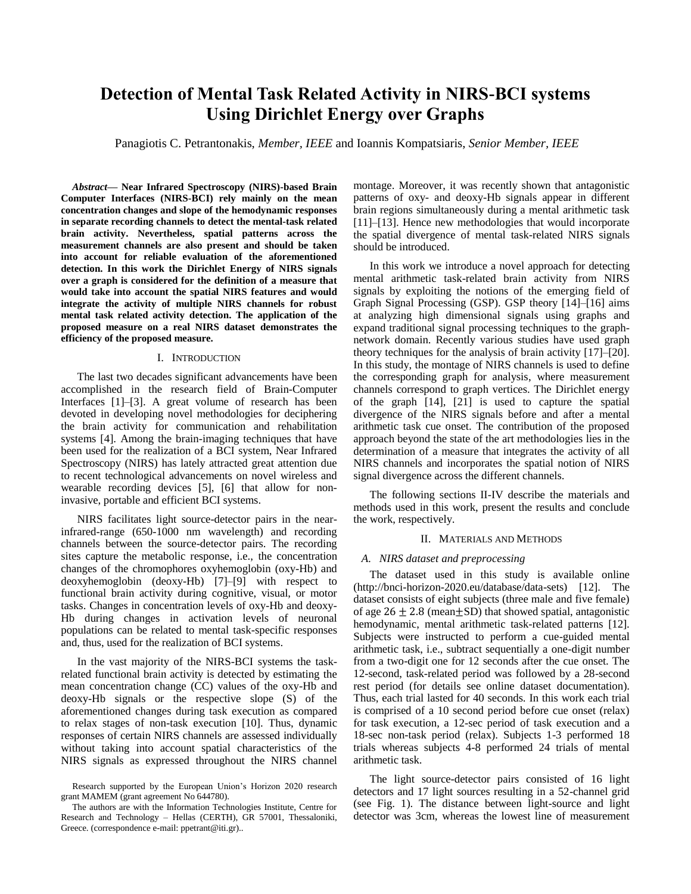# Detection of Mental Task Related Activity in NIRS-BCI systems Using Dirichlet Energy over Graphs

Panagiotis C. Petrantonakis, *Member, IEEE* and Ioannis Kompatsiaris, *Senior Member, IEEE*

***Abstract*— Near Infrared Spectroscopy (NIRS)-based Brain Computer Interfaces (NIRS-BCI) rely mainly on the mean concentration changes and slope of the hemodynamic responses in separate recording channels to detect the mental-task related brain activity. Nevertheless, spatial patterns across the measurement channels are also present and should be taken into account for reliable evaluation of the aforementioned detection. In this work the Dirichlet Energy of NIRS signals over a graph is considered for the definition of a measure that would take into account the spatial NIRS features and would integrate the activity of multiple NIRS channels for robust mental task related activity detection. The application of the proposed measure on a real NIRS dataset demonstrates the efficiency of the proposed measure.**

## I. Introduction

The last two decades significant advancements have been accomplished in the research field of Brain-Computer Interfaces [1]–[3]. A great volume of research has been devoted in developing novel methodologies for deciphering the brain activity for communication and rehabilitation systems [4]. Among the brain-imaging techniques that have been used for the realization of a BCI system, Near Infrared Spectroscopy (NIRS) has lately attracted great attention due to recent technological advancements on novel wireless and wearable recording devices [5], [6] that allow for non-invasive, portable and efficient BCI systems.

NIRS facilitates light source-detector pairs in the near-infrared-range (650-1000 nm wavelength) and recording channels between the source-detector pairs. The recording sites capture the metabolic response, i.e., the concentration changes of the chromophores oxyhemoglobin (oxy-Hb) and deoxyhemoglobin (deoxy-Hb) [7]–[9] with respect to functional brain activity during cognitive, visual, or motor tasks. Changes in concentration levels of oxy-Hb and deoxy-Hb during changes in activation levels of neuronal populations can be related to mental task-specific responses and, thus, used for the realization of BCI systems.

In the vast majority of the NIRS-BCI systems the task-related functional brain activity is detected by estimating the mean concentration change (CC) values of the oxy-Hb and deoxy-Hb signals or the respective slope (S) of the aforementioned changes during task execution as compared to relax stages of non-task execution [10]. Thus, dynamic responses of certain NIRS channels are assessed individually without taking into account spatial characteristics of the NIRS signals as expressed throughout the NIRS channel montage. Moreover, it was recently shown that antagonistic patterns of oxy- and deoxy-Hb signals appear in different brain regions simultaneously during a mental arithmetic task [11]–[13]. Hence new methodologies that would incorporate the spatial divergence of mental task-related NIRS signals should be introduced.

In this work we introduce a novel approach for detecting mental arithmetic task-related brain activity from NIRS signals by exploiting the notions of the emerging field of Graph Signal Processing (GSP). GSP theory [14]–[16] aims at analyzing high dimensional signals using graphs and expand traditional signal processing techniques to the graph-network domain. Recently various studies have used graph theory techniques for the analysis of brain activity [17]–[20]. In this study, the montage of NIRS channels is used to define the corresponding graph for analysis, where measurement channels correspond to graph vertices. The Dirichlet energy of the graph [14], [21] is used to capture the spatial divergence of the NIRS signals before and after a mental arithmetic task cue onset. The contribution of the proposed approach beyond the state of the art methodologies lies in the determination of a measure that integrates the activity of all NIRS channels and incorporates the spatial notion of NIRS signal divergence across the different channels.

The following sections II-IV describe the materials and methods used in this work, present the results and conclude the work, respectively.

## II. Materials and Methods

### *A. NIRS dataset and preprocessing*

The dataset used in this study is available online (http://bnci-horizon-2020.eu/database/data-sets) [12]. The dataset consists of eight subjects (three male and five female) of age $26 \pm 2.8$ (mean$\pm$SD) that showed spatial, antagonistic hemodynamic, mental arithmetic task-related patterns [12]. Subjects were instructed to perform a cue-guided mental arithmetic task, i.e., subtract sequentially a one-digit number from a two-digit one for 12 seconds after the cue onset. The 12-second, task-related period was followed by a 28-second rest period (for details see online dataset documentation). Thus, each trial lasted for 40 seconds. In this work each trial is comprised of a 10 second period before cue onset (relax) for task execution, a 12-sec period of task execution and a 18-sec non-task period (relax). Subjects 1-3 performed 18 trials whereas subjects 4-8 performed 24 trials of mental arithmetic task.

The light source-detector pairs consisted of 16 light detectors and 17 light sources resulting in a 52-channel grid (see Fig. 1). The distance between light-source and light detector was 3cm, whereas the lowest line of measurement

Research supported by the European Union's Horizon 2020 research grant MAMEM (grant agreement No 644780).

The authors are with the Information Technologies Institute, Centre for Research and Technology – Hellas (CERTH), GR 57001, Thessaloniki, Greece. (correspondence e-mail: ppetrant@iti.gr)..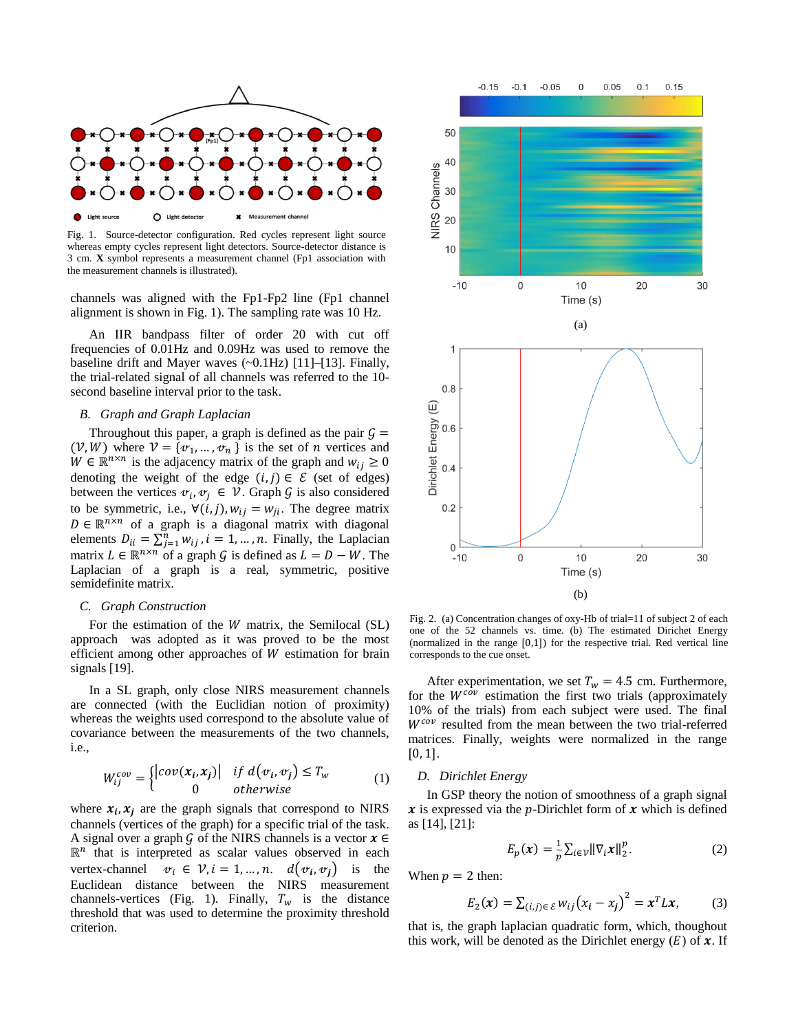Fig. 1. Source-detector configuration. Red cycles represent light source whereas empty cycles represent light detectors. Source-detector distance is 3 cm. **X** symbol represents a measurement channel (Fp1 association with the measurement channels is illustrated).

channels was aligned with the Fp1-Fp2 line (Fp1 channel alignment is shown in Fig. 1). The sampling rate was 10 Hz.

An IIR bandpass filter of order 20 with cut off frequencies of 0.01Hz and 0.09Hz was used to remove the baseline drift and Mayer waves (~0.1Hz) [11]–[13]. Finally, the trial-related signal of all channels was referred to the 10-second baseline interval prior to the task.

### *B. Graph and Graph Laplacian*

Throughout this paper, a graph is defined as the pair $\mathcal{G} = (\mathcal{V}, W)$ where $\mathcal{V} = \{v_1, \dots, v_n\}$ is the set of $n$ vertices and $W \in \mathbb{R}^{n \times n}$ is the adjacency matrix of the graph and $w_{ij} \geq 0$ denoting the weight of the edge $(i,j) \in \mathcal{E}$ (set of edges) between the vertices $v_i, v_j \in \mathcal{V}$. Graph $\mathcal{G}$ is also considered to be symmetric, i.e., $\forall (i,j), w_{ij} = w_{ji}$. The degree matrix $D \in \mathbb{R}^{n \times n}$ of a graph is a diagonal matrix with diagonal elements $D_{ii} = \sum_{j=1}^{n} w_{ij}, i = 1, \dots, n$. Finally, the Laplacian matrix $L \in \mathbb{R}^{n \times n}$ of a graph $\mathcal{G}$ is defined as $L = D - W$. The Laplacian of a graph is a real, symmetric, positive semidefinite matrix.

### *C. Graph Construction*

For the estimation of the $W$ matrix, the Semilocal (SL) approach was adopted as it was proved to be the most efficient among other approaches of $W$ estimation for brain signals [19].

In a SL graph, only close NIRS measurement channels are connected (with the Euclidian notion of proximity) whereas the weights used correspond to the absolute value of covariance between the measurements of the two channels, i.e.,

$$W_{ij}^{cov} = \begin{cases} |cov(\boldsymbol{x_i}, \boldsymbol{x_j})| & if\ d(v_i, v_j) \leq T_w \\ 0 & otherwise \end{cases} \tag{1}$$

where $\boldsymbol{x_i}, \boldsymbol{x_j}$ are the graph signals that correspond to NIRS channels (vertices of the graph) for a specific trial of the task. A signal over a graph $\mathcal{G}$ of the NIRS channels is a vector $\boldsymbol{x} \in \mathbb{R}^n$ that is interpreted as scalar values observed in each vertex-channel $v_i \in \mathcal{V}, i = 1, \dots, n$. $d(v_i, v_j)$ is the Euclidean distance between the NIRS measurement channels-vertices (Fig. 1). Finally, $T_w$ is the distance threshold that was used to determine the proximity threshold criterion.

(a)

(b)

Fig. 2. (a) Concentration changes of oxy-Hb of trial=11 of subject 2 of each one of the 52 channels vs. time. (b) The estimated Dirichet Energy (normalized in the range [0,1]) for the respective trial. Red vertical line corresponds to the cue onset.

After experimentation, we set $T_w = 4.5$ cm. Furthermore, for the $W^{cov}$ estimation the first two trials (approximately 10% of the trials) from each subject were used. The final $W^{cov}$ resulted from the mean between the two trial-referred matrices. Finally, weights were normalized in the range [0, 1].

### *D. Dirichlet Energy*

In GSP theory the notion of smoothness of a graph signal $\boldsymbol{x}$ is expressed via the $p$-Dirichlet form of $\boldsymbol{x}$ which is defined as [14], [21]:

$$E_p(\boldsymbol{x}) = \frac{1}{p} \sum_{i \in \mathcal{V}} \|\nabla_i \boldsymbol{x}\|_2^p. \tag{2}$$

When $p = 2$ then:

$$E_2(\boldsymbol{x}) = \sum_{(i,j) \in \mathcal{E}} w_{ij} (x_i - x_j)^2 = \boldsymbol{x}^T L \boldsymbol{x}, \tag{3}$$

that is, the graph laplacian quadratic form, which, thoughout this work, will be denoted as the Dirichlet energy ($E$) of $\boldsymbol{x}$. If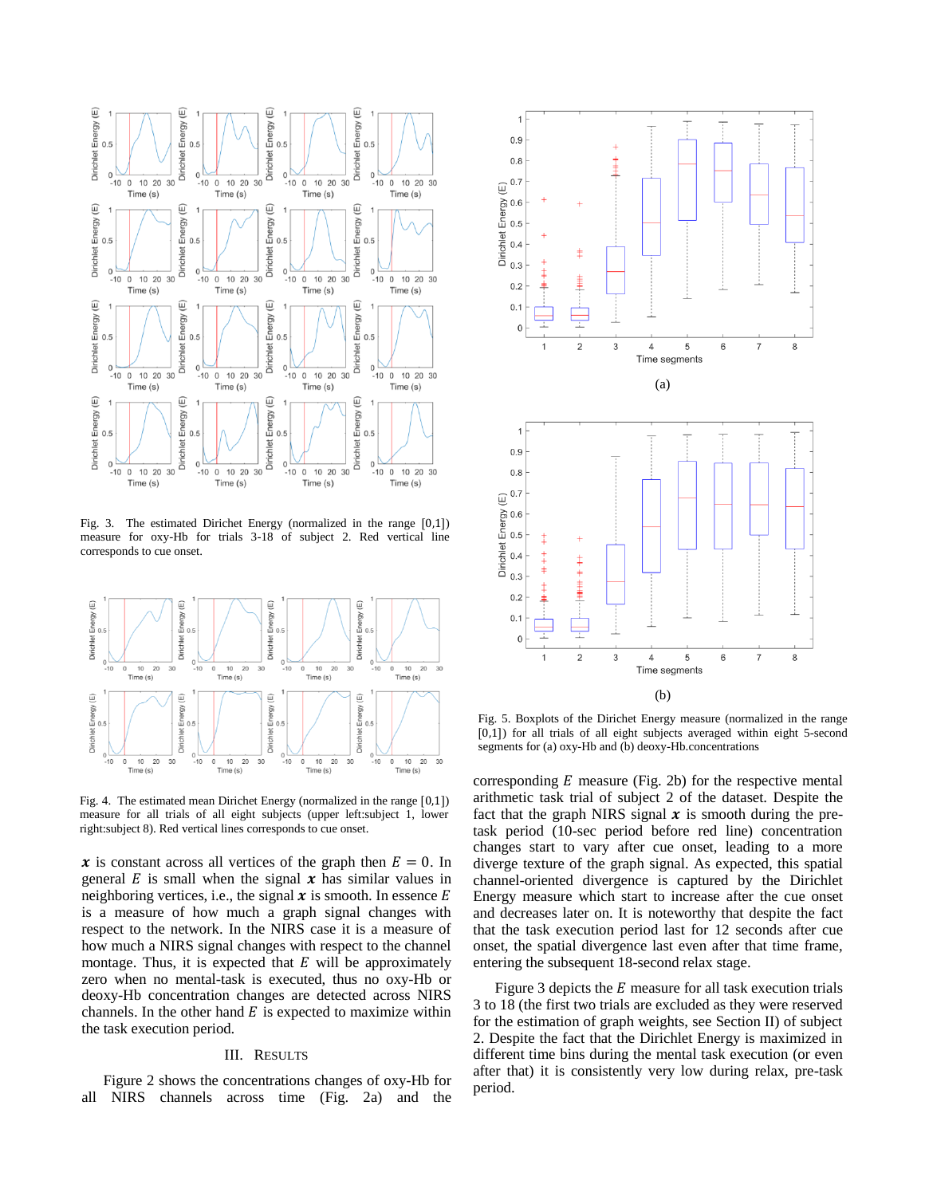Fig. 3. The estimated Dirichet Energy (normalized in the range [0,1]) measure for oxy-Hb for trials 3-18 of subject 2. Red vertical line corresponds to cue onset.

Fig. 4. The estimated mean Dirichet Energy (normalized in the range [0,1]) measure for all trials of all eight subjects (upper left:subject 1, lower right:subject 8). Red vertical lines corresponds to cue onset.

$\boldsymbol{x}$ is constant across all vertices of the graph then $E = 0$. In general $E$ is small when the signal $\boldsymbol{x}$ has similar values in neighboring vertices, i.e., the signal $\boldsymbol{x}$ is smooth. In essence $E$ is a measure of how much a graph signal changes with respect to the network. In the NIRS case it is a measure of how much a NIRS signal changes with respect to the channel montage. Thus, it is expected that $E$ will be approximately zero when no mental-task is executed, thus no oxy-Hb or deoxy-Hb concentration changes are detected across NIRS channels. In the other hand $E$ is expected to maximize within the task execution period.

## III. Results

Figure 2 shows the concentrations changes of oxy-Hb for all NIRS channels across time (Fig. 2a) and the corresponding $E$ measure (Fig. 2b) for the respective mental arithmetic task trial of subject 2 of the dataset. Despite the fact that the graph NIRS signal $\boldsymbol{x}$ is smooth during the pre-task period (10-sec period before red line) concentration changes start to vary after cue onset, leading to a more diverge texture of the graph signal. As expected, this spatial channel-oriented divergence is captured by the Dirichlet Energy measure which start to increase after the cue onset and decreases later on. It is noteworthy that despite the fact that the task execution period last for 12 seconds after cue onset, the spatial divergence last even after that time frame, entering the subsequent 18-second relax stage.

Figure 3 depicts the $E$ measure for all task execution trials 3 to 18 (the first two trials are excluded as they were reserved for the estimation of graph weights, see Section II) of subject 2. Despite the fact that the Dirichlet Energy is maximized in different time bins during the mental task execution (or even after that) it is consistently very low during relax, pre-task period.

(a)

(b)

Fig. 5. Boxplots of the Dirichet Energy measure (normalized in the range [0,1]) for all trials of all eight subjects averaged within eight 5-second segments for (a) oxy-Hb and (b) deoxy-Hb.concentrations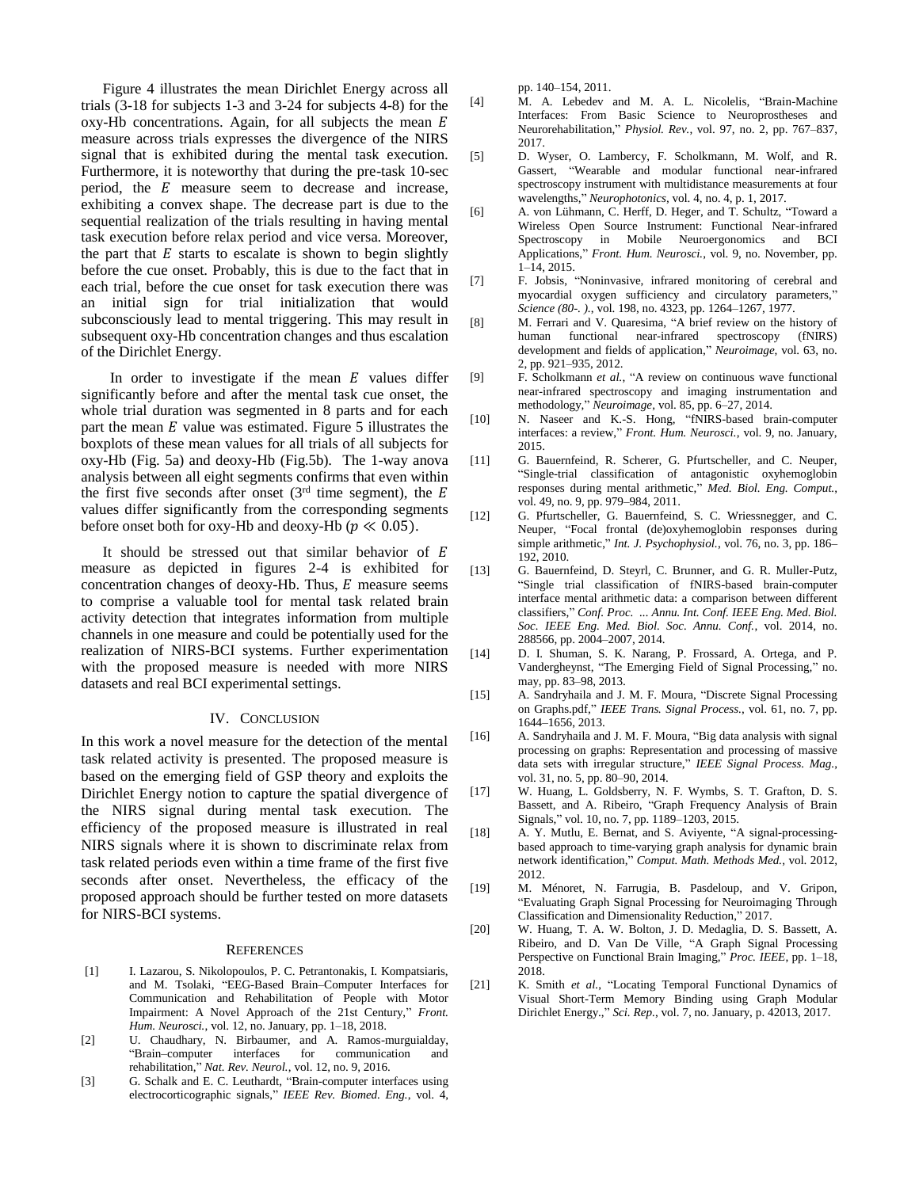Figure 4 illustrates the mean Dirichlet Energy across all trials (3-18 for subjects 1-3 and 3-24 for subjects 4-8) for the oxy-Hb concentrations. Again, for all subjects the mean $E$ measure across trials expresses the divergence of the NIRS signal that is exhibited during the mental task execution. Furthermore, it is noteworthy that during the pre-task 10-sec period, the $E$ measure seem to decrease and increase, exhibiting a convex shape. The decrease part is due to the sequential realization of the trials resulting in having mental task execution before relax period and vice versa. Moreover, the part that $E$ starts to escalate is shown to begin slightly before the cue onset. Probably, this is due to the fact that in each trial, before the cue onset for task execution there was an initial sign for trial initialization that would subconsciously lead to mental triggering. This may result in subsequent oxy-Hb concentration changes and thus escalation of the Dirichlet Energy.

In order to investigate if the mean $E$ values differ significantly before and after the mental task cue onset, the whole trial duration was segmented in 8 parts and for each part the mean $E$ value was estimated. Figure 5 illustrates the boxplots of these mean values for all trials of all subjects for oxy-Hb (Fig. 5a) and deoxy-Hb (Fig.5b). The 1-way anova analysis between all eight segments confirms that even within the first five seconds after onset ($3^{rd}$ time segment), the $E$ values differ significantly from the corresponding segments before onset both for oxy-Hb and deoxy-Hb ($p \ll 0.05$).

It should be stressed out that similar behavior of $E$ measure as depicted in figures 2-4 is exhibited for concentration changes of deoxy-Hb. Thus, $E$ measure seems to comprise a valuable tool for mental task related brain activity detection that integrates information from multiple channels in one measure and could be potentially used for the realization of NIRS-BCI systems. Further experimentation with the proposed measure is needed with more NIRS datasets and real BCI experimental settings.

## IV. Conclusion

In this work a novel measure for the detection of the mental task related activity is presented. The proposed measure is based on the emerging field of GSP theory and exploits the Dirichlet Energy notion to capture the spatial divergence of the NIRS signal during mental task execution. The efficiency of the proposed measure is illustrated in real NIRS signals where it is shown to discriminate relax from task related periods even within a time frame of the first five seconds after onset. Nevertheless, the efficacy of the proposed approach should be further tested on more datasets for NIRS-BCI systems.

## References

[1] I. Lazarou, S. Nikolopoulos, P. C. Petrantonakis, I. Kompatsiaris, and M. Tsolaki, "EEG-Based Brain–Computer Interfaces for Communication and Rehabilitation of People with Motor Impairment: A Novel Approach of the 21st Century," *Front. Hum. Neurosci.*, vol. 12, no. January, pp. 1–18, 2018.

[2] U. Chaudhary, N. Birbaumer, and A. Ramos-murguialday, "Brain–computer interfaces for communication and rehabilitation," *Nat. Rev. Neurol.*, vol. 12, no. 9, 2016.

[3] G. Schalk and E. C. Leuthardt, "Brain-computer interfaces using electrocorticographic signals," *IEEE Rev. Biomed. Eng.*, vol. 4, pp. 140–154, 2011.

[4] M. A. Lebedev and M. A. L. Nicolelis, "Brain-Machine Interfaces: From Basic Science to Neuroprostheses and Neurorehabilitation," *Physiol. Rev.*, vol. 97, no. 2, pp. 767–837, 2017.

[5] D. Wyser, O. Lambercy, F. Scholkmann, M. Wolf, and R. Gassert, "Wearable and modular functional near-infrared spectroscopy instrument with multidistance measurements at four wavelengths," *Neurophotonics*, vol. 4, no. 4, p. 1, 2017.

[6] A. von Lühmann, C. Herff, D. Heger, and T. Schultz, "Toward a Wireless Open Source Instrument: Functional Near-infrared Spectroscopy in Mobile Neuroergonomics and BCI Applications," *Front. Hum. Neurosci.*, vol. 9, no. November, pp. 1–14, 2015.

[7] F. Jobsis, "Noninvasive, infrared monitoring of cerebral and myocardial oxygen sufficiency and circulatory parameters," *Science (80-. ).*, vol. 198, no. 4323, pp. 1264–1267, 1977.

[8] M. Ferrari and V. Quaresima, "A brief review on the history of human functional near-infrared spectroscopy (fNIRS) development and fields of application," *Neuroimage*, vol. 63, no. 2, pp. 921–935, 2012.

[9] F. Scholkmann *et al.*, "A review on continuous wave functional near-infrared spectroscopy and imaging instrumentation and methodology," *Neuroimage*, vol. 85, pp. 6–27, 2014.

[10] N. Naseer and K.-S. Hong, "fNIRS-based brain-computer interfaces: a review," *Front. Hum. Neurosci.*, vol. 9, no. January, 2015.

[11] G. Bauernfeind, R. Scherer, G. Pfurtscheller, and C. Neuper, "Single-trial classification of antagonistic oxyhemoglobin responses during mental arithmetic," *Med. Biol. Eng. Comput.*, vol. 49, no. 9, pp. 979–984, 2011.

[12] G. Pfurtscheller, G. Bauernfeind, S. C. Wriessnegger, and C. Neuper, "Focal frontal (de)oxyhemoglobin responses during simple arithmetic," *Int. J. Psychophysiol.*, vol. 76, no. 3, pp. 186–192, 2010.

[13] G. Bauernfeind, D. Steyrl, C. Brunner, and G. R. Muller-Putz, "Single trial classification of fNIRS-based brain-computer interface mental arithmetic data: a comparison between different classifiers," *Conf. Proc. ... Annu. Int. Conf. IEEE Eng. Med. Biol. Soc. IEEE Eng. Med. Biol. Soc. Annu. Conf.*, vol. 2014, no. 288566, pp. 2004–2007, 2014.

[14] D. I. Shuman, S. K. Narang, P. Frossard, A. Ortega, and P. Vandergheynst, "The Emerging Field of Signal Processing," no. may, pp. 83–98, 2013.

[15] A. Sandryhaila and J. M. F. Moura, "Discrete Signal Processing on Graphs.pdf," *IEEE Trans. Signal Process.*, vol. 61, no. 7, pp. 1644–1656, 2013.

[16] A. Sandryhaila and J. M. F. Moura, "Big data analysis with signal processing on graphs: Representation and processing of massive data sets with irregular structure," *IEEE Signal Process. Mag.*, vol. 31, no. 5, pp. 80–90, 2014.

[17] W. Huang, L. Goldsberry, N. F. Wymbs, S. T. Grafton, D. S. Bassett, and A. Ribeiro, "Graph Frequency Analysis of Brain Signals," vol. 10, no. 7, pp. 1189–1203, 2015.

[18] A. Y. Mutlu, E. Bernat, and S. Aviyente, "A signal-processing-based approach to time-varying graph analysis for dynamic brain network identification," *Comput. Math. Methods Med.*, vol. 2012, 2012.

[19] M. Ménoret, N. Farrugia, B. Pasdeloup, and V. Gripon, "Evaluating Graph Signal Processing for Neuroimaging Through Classification and Dimensionality Reduction," 2017.

[20] W. Huang, T. A. W. Bolton, J. D. Medaglia, D. S. Bassett, A. Ribeiro, and D. Van De Ville, "A Graph Signal Processing Perspective on Functional Brain Imaging," *Proc. IEEE*, pp. 1–18, 2018.

[21] K. Smith *et al.*, "Locating Temporal Functional Dynamics of Visual Short-Term Memory Binding using Graph Modular Dirichlet Energy.," *Sci. Rep.*, vol. 7, no. January, p. 42013, 2017.